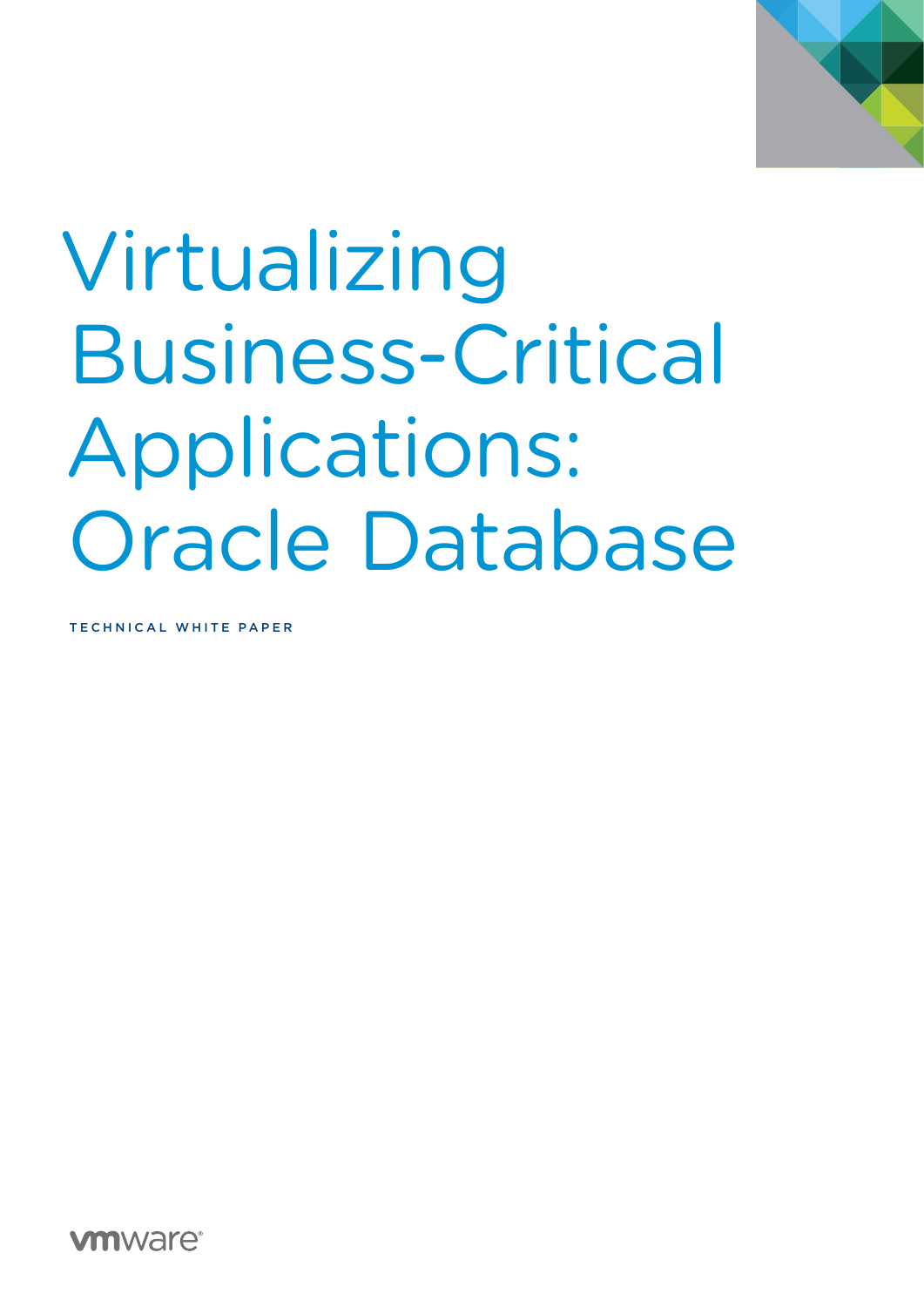# Virtualizing Business-Critical Applications: Oracle Database

TECHNICAL WHITE PAPER

vmware®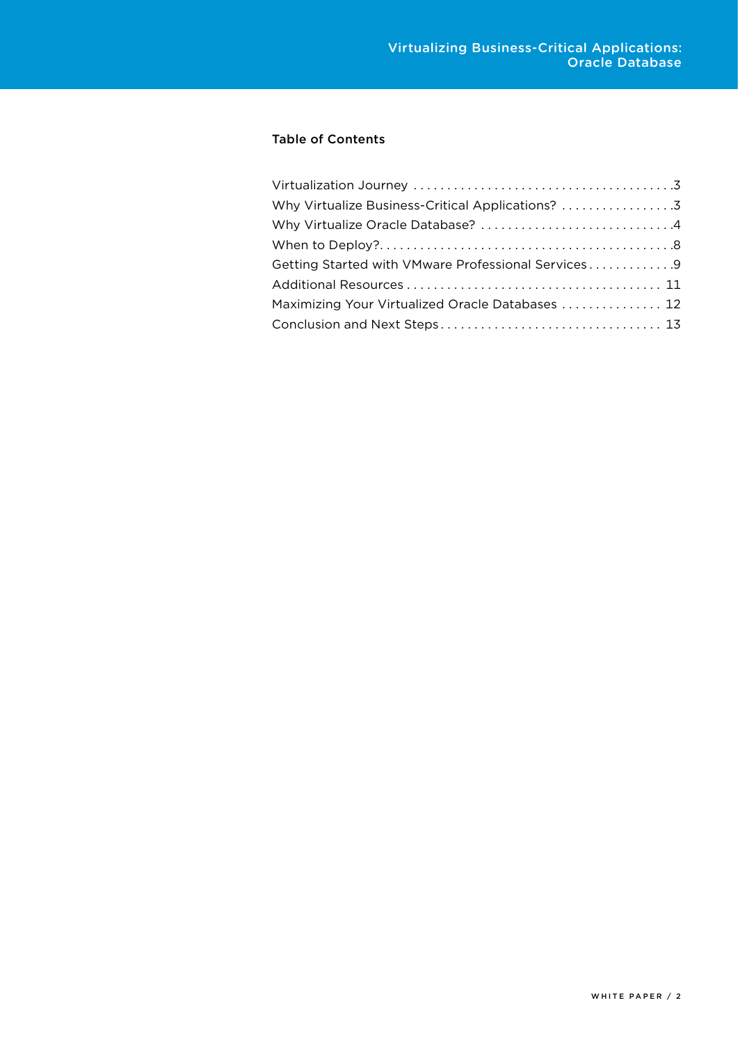## Table of Contents

| | |
|---|---|
| Virtualization Journey | 3 |
| Why Virtualize Business-Critical Applications? | 3 |
| Why Virtualize Oracle Database? | 4 |
| When to Deploy? | 8 |
| Getting Started with VMware Professional Services | 9 |
| Additional Resources | 11 |
| Maximizing Your Virtualized Oracle Databases | 12 |
| Conclusion and Next Steps | 13 |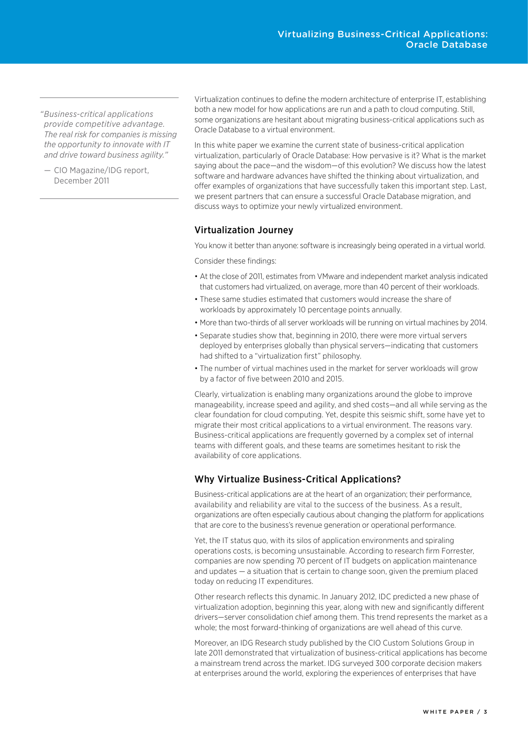> *"Business-critical applications provide competitive advantage. The real risk for companies is missing the opportunity to innovate with IT and drive toward business agility."*
>
> — CIO Magazine/IDG report, December 2011

Virtualization continues to define the modern architecture of enterprise IT, establishing both a new model for how applications are run and a path to cloud computing. Still, some organizations are hesitant about migrating business-critical applications such as Oracle Database to a virtual environment.

In this white paper we examine the current state of business-critical application virtualization, particularly of Oracle Database: How pervasive is it? What is the market saying about the pace—and the wisdom—of this evolution? We discuss how the latest software and hardware advances have shifted the thinking about virtualization, and offer examples of organizations that have successfully taken this important step. Last, we present partners that can ensure a successful Oracle Database migration, and discuss ways to optimize your newly virtualized environment.

## Virtualization Journey

You know it better than anyone: software is increasingly being operated in a virtual world.

Consider these findings:

- At the close of 2011, estimates from VMware and independent market analysis indicated that customers had virtualized, on average, more than 40 percent of their workloads.
- These same studies estimated that customers would increase the share of workloads by approximately 10 percentage points annually.
- More than two-thirds of all server workloads will be running on virtual machines by 2014.
- Separate studies show that, beginning in 2010, there were more virtual servers deployed by enterprises globally than physical servers—indicating that customers had shifted to a "virtualization first" philosophy.
- The number of virtual machines used in the market for server workloads will grow by a factor of five between 2010 and 2015.

Clearly, virtualization is enabling many organizations around the globe to improve manageability, increase speed and agility, and shed costs—and all while serving as the clear foundation for cloud computing. Yet, despite this seismic shift, some have yet to migrate their most critical applications to a virtual environment. The reasons vary. Business-critical applications are frequently governed by a complex set of internal teams with different goals, and these teams are sometimes hesitant to risk the availability of core applications.

## Why Virtualize Business-Critical Applications?

Business-critical applications are at the heart of an organization; their performance, availability and reliability are vital to the success of the business. As a result, organizations are often especially cautious about changing the platform for applications that are core to the business's revenue generation or operational performance.

Yet, the IT status quo, with its silos of application environments and spiraling operations costs, is becoming unsustainable. According to research firm Forrester, companies are now spending 70 percent of IT budgets on application maintenance and updates — a situation that is certain to change soon, given the premium placed today on reducing IT expenditures.

Other research reflects this dynamic. In January 2012, IDC predicted a new phase of virtualization adoption, beginning this year, along with new and significantly different drivers—server consolidation chief among them. This trend represents the market as a whole; the most forward-thinking of organizations are well ahead of this curve.

Moreover, an IDG Research study published by the CIO Custom Solutions Group in late 2011 demonstrated that virtualization of business-critical applications has become a mainstream trend across the market. IDG surveyed 300 corporate decision makers at enterprises around the world, exploring the experiences of enterprises that have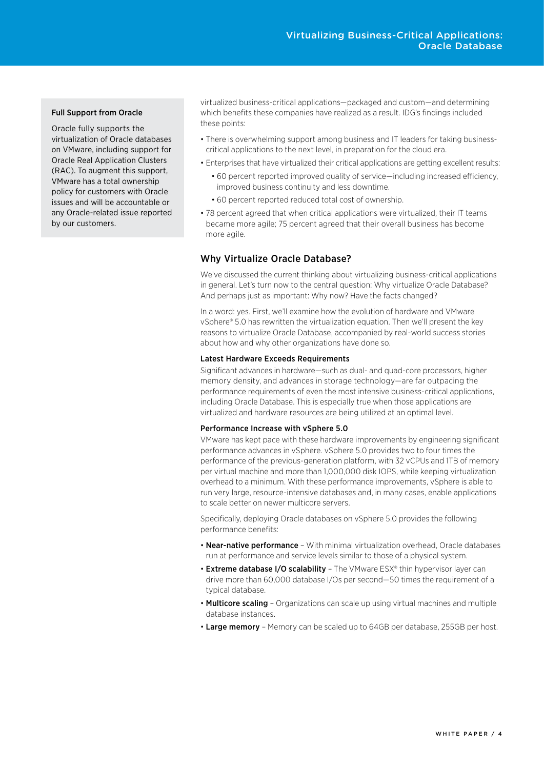### Full Support from Oracle

Oracle fully supports the virtualization of Oracle databases on VMware, including support for Oracle Real Application Clusters (RAC). To augment this support, VMware has a total ownership policy for customers with Oracle issues and will be accountable or any Oracle-related issue reported by our customers.

virtualized business-critical applications—packaged and custom—and determining which benefits these companies have realized as a result. IDG's findings included these points:

- There is overwhelming support among business and IT leaders for taking business-critical applications to the next level, in preparation for the cloud era.
- Enterprises that have virtualized their critical applications are getting excellent results:
  - 60 percent reported improved quality of service—including increased efficiency, improved business continuity and less downtime.
  - 60 percent reported reduced total cost of ownership.
- 78 percent agreed that when critical applications were virtualized, their IT teams became more agile; 75 percent agreed that their overall business has become more agile.

## Why Virtualize Oracle Database?

We've discussed the current thinking about virtualizing business-critical applications in general. Let's turn now to the central question: Why virtualize Oracle Database? And perhaps just as important: Why now? Have the facts changed?

In a word: yes. First, we'll examine how the evolution of hardware and VMware vSphere® 5.0 has rewritten the virtualization equation. Then we'll present the key reasons to virtualize Oracle Database, accompanied by real-world success stories about how and why other organizations have done so.

### Latest Hardware Exceeds Requirements

Significant advances in hardware—such as dual- and quad-core processors, higher memory density, and advances in storage technology—are far outpacing the performance requirements of even the most intensive business-critical applications, including Oracle Database. This is especially true when those applications are virtualized and hardware resources are being utilized at an optimal level.

### Performance Increase with vSphere 5.0

VMware has kept pace with these hardware improvements by engineering significant performance advances in vSphere. vSphere 5.0 provides two to four times the performance of the previous-generation platform, with 32 vCPUs and 1TB of memory per virtual machine and more than 1,000,000 disk IOPS, while keeping virtualization overhead to a minimum. With these performance improvements, vSphere is able to run very large, resource-intensive databases and, in many cases, enable applications to scale better on newer multicore servers.

Specifically, deploying Oracle databases on vSphere 5.0 provides the following performance benefits:

- **Near-native performance** – With minimal virtualization overhead, Oracle databases run at performance and service levels similar to those of a physical system.
- **Extreme database I/O scalability** – The VMware ESX® thin hypervisor layer can drive more than 60,000 database I/Os per second—50 times the requirement of a typical database.
- **Multicore scaling** – Organizations can scale up using virtual machines and multiple database instances.
- **Large memory** – Memory can be scaled up to 64GB per database, 255GB per host.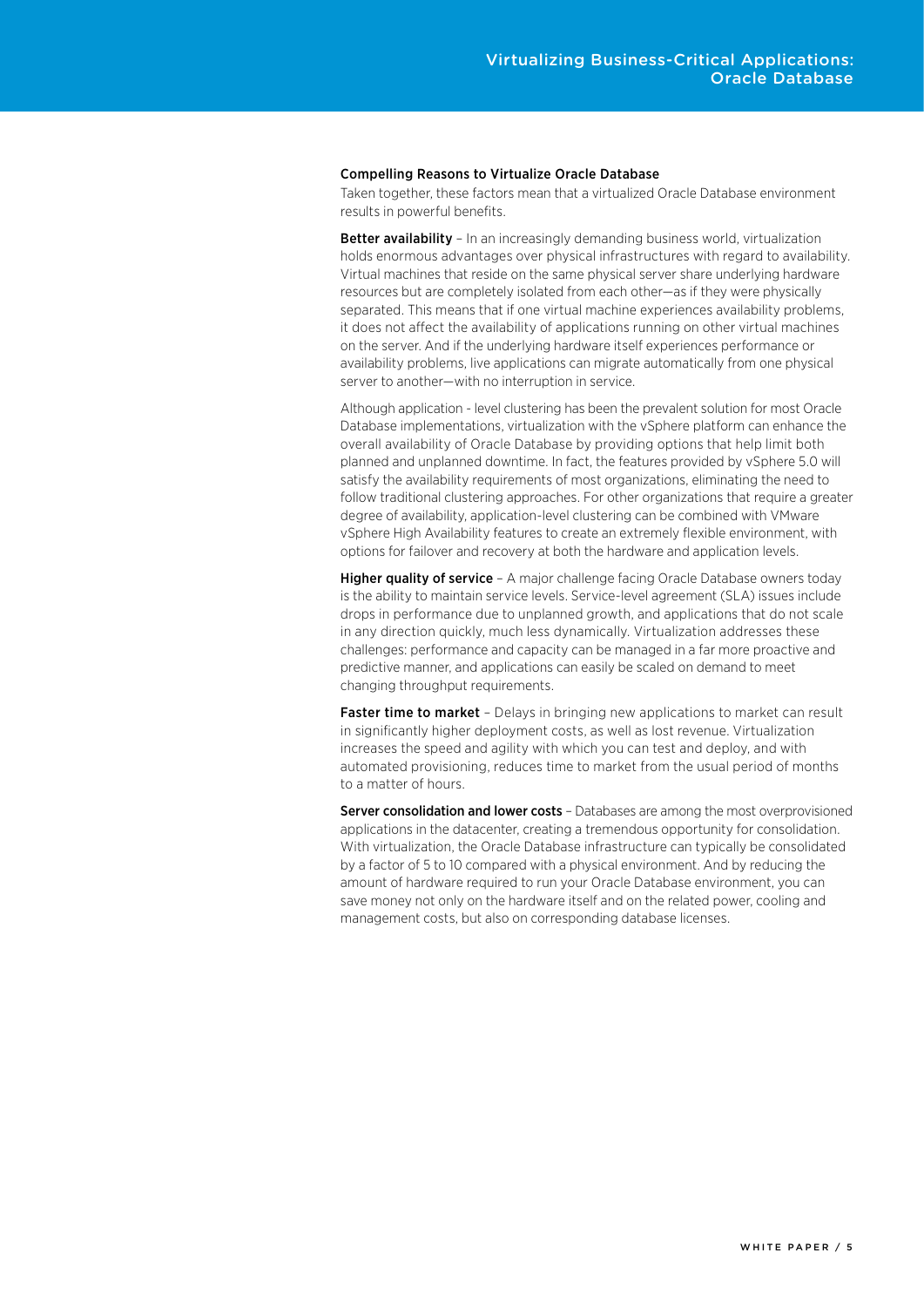### Compelling Reasons to Virtualize Oracle Database

Taken together, these factors mean that a virtualized Oracle Database environment results in powerful benefits.

**Better availability** – In an increasingly demanding business world, virtualization holds enormous advantages over physical infrastructures with regard to availability. Virtual machines that reside on the same physical server share underlying hardware resources but are completely isolated from each other—as if they were physically separated. This means that if one virtual machine experiences availability problems, it does not affect the availability of applications running on other virtual machines on the server. And if the underlying hardware itself experiences performance or availability problems, live applications can migrate automatically from one physical server to another—with no interruption in service.

Although application - level clustering has been the prevalent solution for most Oracle Database implementations, virtualization with the vSphere platform can enhance the overall availability of Oracle Database by providing options that help limit both planned and unplanned downtime. In fact, the features provided by vSphere 5.0 will satisfy the availability requirements of most organizations, eliminating the need to follow traditional clustering approaches. For other organizations that require a greater degree of availability, application-level clustering can be combined with VMware vSphere High Availability features to create an extremely flexible environment, with options for failover and recovery at both the hardware and application levels.

**Higher quality of service** – A major challenge facing Oracle Database owners today is the ability to maintain service levels. Service-level agreement (SLA) issues include drops in performance due to unplanned growth, and applications that do not scale in any direction quickly, much less dynamically. Virtualization addresses these challenges: performance and capacity can be managed in a far more proactive and predictive manner, and applications can easily be scaled on demand to meet changing throughput requirements.

**Faster time to market** – Delays in bringing new applications to market can result in significantly higher deployment costs, as well as lost revenue. Virtualization increases the speed and agility with which you can test and deploy, and with automated provisioning, reduces time to market from the usual period of months to a matter of hours.

**Server consolidation and lower costs** – Databases are among the most overprovisioned applications in the datacenter, creating a tremendous opportunity for consolidation. With virtualization, the Oracle Database infrastructure can typically be consolidated by a factor of 5 to 10 compared with a physical environment. And by reducing the amount of hardware required to run your Oracle Database environment, you can save money not only on the hardware itself and on the related power, cooling and management costs, but also on corresponding database licenses.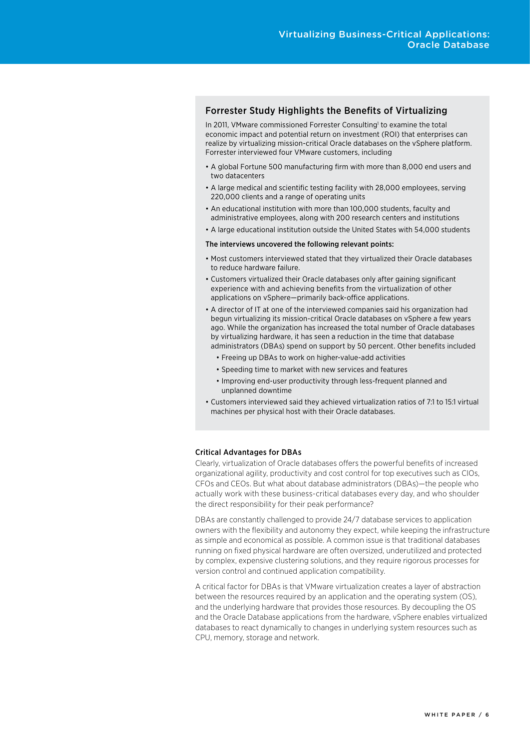## Forrester Study Highlights the Benefits of Virtualizing

In 2011, VMware commissioned Forrester Consulting[1] to examine the total economic impact and potential return on investment (ROI) that enterprises can realize by virtualizing mission-critical Oracle databases on the vSphere platform. Forrester interviewed four VMware customers, including

- A global Fortune 500 manufacturing firm with more than 8,000 end users and two datacenters
- A large medical and scientific testing facility with 28,000 employees, serving 220,000 clients and a range of operating units
- An educational institution with more than 100,000 students, faculty and administrative employees, along with 200 research centers and institutions
- A large educational institution outside the United States with 54,000 students

**The interviews uncovered the following relevant points:**

- Most customers interviewed stated that they virtualized their Oracle databases to reduce hardware failure.
- Customers virtualized their Oracle databases only after gaining significant experience with and achieving benefits from the virtualization of other applications on vSphere—primarily back-office applications.
- A director of IT at one of the interviewed companies said his organization had begun virtualizing its mission-critical Oracle databases on vSphere a few years ago. While the organization has increased the total number of Oracle databases by virtualizing hardware, it has seen a reduction in the time that database administrators (DBAs) spend on support by 50 percent. Other benefits included
  - Freeing up DBAs to work on higher-value-add activities
  - Speeding time to market with new services and features
  - Improving end-user productivity through less-frequent planned and unplanned downtime
- Customers interviewed said they achieved virtualization ratios of 7:1 to 15:1 virtual machines per physical host with their Oracle databases.

### Critical Advantages for DBAs

Clearly, virtualization of Oracle databases offers the powerful benefits of increased organizational agility, productivity and cost control for top executives such as CIOs, CFOs and CEOs. But what about database administrators (DBAs)—the people who actually work with these business-critical databases every day, and who shoulder the direct responsibility for their peak performance?

DBAs are constantly challenged to provide 24/7 database services to application owners with the flexibility and autonomy they expect, while keeping the infrastructure as simple and economical as possible. A common issue is that traditional databases running on fixed physical hardware are often oversized, underutilized and protected by complex, expensive clustering solutions, and they require rigorous processes for version control and continued application compatibility.

A critical factor for DBAs is that VMware virtualization creates a layer of abstraction between the resources required by an application and the operating system (OS), and the underlying hardware that provides those resources. By decoupling the OS and the Oracle Database applications from the hardware, vSphere enables virtualized databases to react dynamically to changes in underlying system resources such as CPU, memory, storage and network.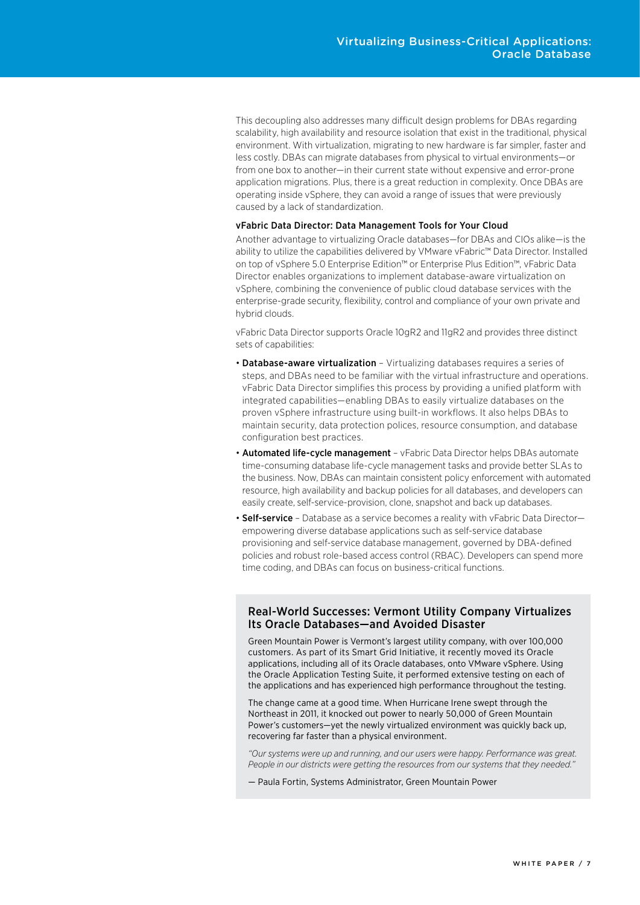This decoupling also addresses many difficult design problems for DBAs regarding scalability, high availability and resource isolation that exist in the traditional, physical environment. With virtualization, migrating to new hardware is far simpler, faster and less costly. DBAs can migrate databases from physical to virtual environments—or from one box to another—in their current state without expensive and error-prone application migrations. Plus, there is a great reduction in complexity. Once DBAs are operating inside vSphere, they can avoid a range of issues that were previously caused by a lack of standardization.

### vFabric Data Director: Data Management Tools for Your Cloud

Another advantage to virtualizing Oracle databases—for DBAs and CIOs alike—is the ability to utilize the capabilities delivered by VMware vFabric™ Data Director. Installed on top of vSphere 5.0 Enterprise Edition™ or Enterprise Plus Edition™, vFabric Data Director enables organizations to implement database-aware virtualization on vSphere, combining the convenience of public cloud database services with the enterprise-grade security, flexibility, control and compliance of your own private and hybrid clouds.

vFabric Data Director supports Oracle 10gR2 and 11gR2 and provides three distinct sets of capabilities:

- **Database-aware virtualization** – Virtualizing databases requires a series of steps, and DBAs need to be familiar with the virtual infrastructure and operations. vFabric Data Director simplifies this process by providing a unified platform with integrated capabilities—enabling DBAs to easily virtualize databases on the proven vSphere infrastructure using built-in workflows. It also helps DBAs to maintain security, data protection polices, resource consumption, and database configuration best practices.
- **Automated life-cycle management** – vFabric Data Director helps DBAs automate time-consuming database life-cycle management tasks and provide better SLAs to the business. Now, DBAs can maintain consistent policy enforcement with automated resource, high availability and backup policies for all databases, and developers can easily create, self-service-provision, clone, snapshot and back up databases.
- **Self-service** – Database as a service becomes a reality with vFabric Data Director—empowering diverse database applications such as self-service database provisioning and self-service database management, governed by DBA-defined policies and robust role-based access control (RBAC). Developers can spend more time coding, and DBAs can focus on business-critical functions.

### Real-World Successes: Vermont Utility Company Virtualizes Its Oracle Databases—and Avoided Disaster

Green Mountain Power is Vermont's largest utility company, with over 100,000 customers. As part of its Smart Grid Initiative, it recently moved its Oracle applications, including all of its Oracle databases, onto VMware vSphere. Using the Oracle Application Testing Suite, it performed extensive testing on each of the applications and has experienced high performance throughout the testing.

The change came at a good time. When Hurricane Irene swept through the Northeast in 2011, it knocked out power to nearly 50,000 of Green Mountain Power's customers—yet the newly virtualized environment was quickly back up, recovering far faster than a physical environment.

*"Our systems were up and running, and our users were happy. Performance was great. People in our districts were getting the resources from our systems that they needed."*

— Paula Fortin, Systems Administrator, Green Mountain Power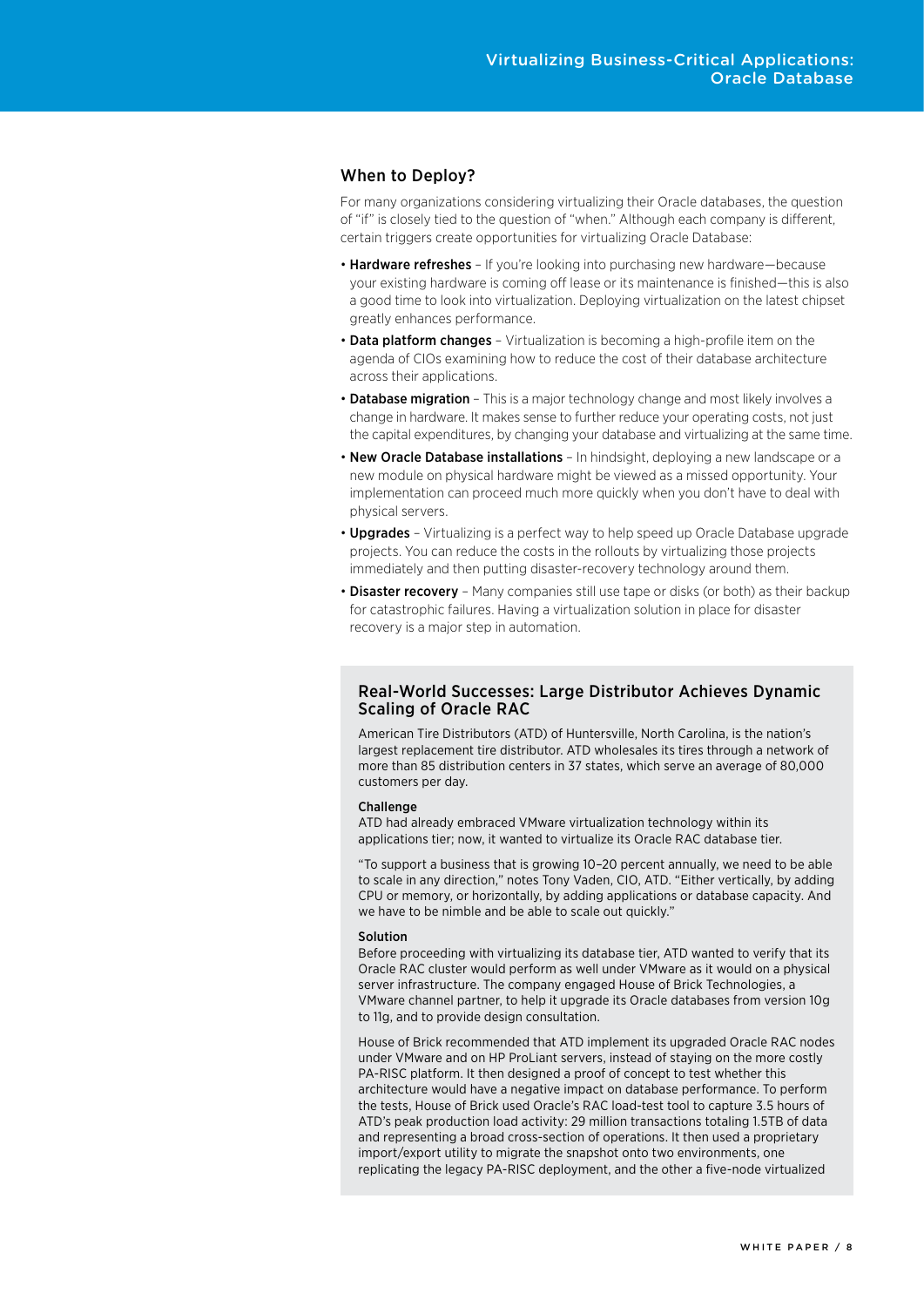## When to Deploy?

For many organizations considering virtualizing their Oracle databases, the question of "if" is closely tied to the question of "when." Although each company is different, certain triggers create opportunities for virtualizing Oracle Database:

- **Hardware refreshes** – If you're looking into purchasing new hardware—because your existing hardware is coming off lease or its maintenance is finished—this is also a good time to look into virtualization. Deploying virtualization on the latest chipset greatly enhances performance.
- **Data platform changes** – Virtualization is becoming a high-profile item on the agenda of CIOs examining how to reduce the cost of their database architecture across their applications.
- **Database migration** – This is a major technology change and most likely involves a change in hardware. It makes sense to further reduce your operating costs, not just the capital expenditures, by changing your database and virtualizing at the same time.
- **New Oracle Database installations** – In hindsight, deploying a new landscape or a new module on physical hardware might be viewed as a missed opportunity. Your implementation can proceed much more quickly when you don't have to deal with physical servers.
- **Upgrades** – Virtualizing is a perfect way to help speed up Oracle Database upgrade projects. You can reduce the costs in the rollouts by virtualizing those projects immediately and then putting disaster-recovery technology around them.
- **Disaster recovery** – Many companies still use tape or disks (or both) as their backup for catastrophic failures. Having a virtualization solution in place for disaster recovery is a major step in automation.

### Real-World Successes: Large Distributor Achieves Dynamic Scaling of Oracle RAC

American Tire Distributors (ATD) of Huntersville, North Carolina, is the nation's largest replacement tire distributor. ATD wholesales its tires through a network of more than 85 distribution centers in 37 states, which serve an average of 80,000 customers per day.

**Challenge**

ATD had already embraced VMware virtualization technology within its applications tier; now, it wanted to virtualize its Oracle RAC database tier.

"To support a business that is growing 10–20 percent annually, we need to be able to scale in any direction," notes Tony Vaden, CIO, ATD. "Either vertically, by adding CPU or memory, or horizontally, by adding applications or database capacity. And we have to be nimble and be able to scale out quickly."

**Solution**

Before proceeding with virtualizing its database tier, ATD wanted to verify that its Oracle RAC cluster would perform as well under VMware as it would on a physical server infrastructure. The company engaged House of Brick Technologies, a VMware channel partner, to help it upgrade its Oracle databases from version 10g to 11g, and to provide design consultation.

House of Brick recommended that ATD implement its upgraded Oracle RAC nodes under VMware and on HP ProLiant servers, instead of staying on the more costly PA-RISC platform. It then designed a proof of concept to test whether this architecture would have a negative impact on database performance. To perform the tests, House of Brick used Oracle's RAC load-test tool to capture 3.5 hours of ATD's peak production load activity: 29 million transactions totaling 1.5TB of data and representing a broad cross-section of operations. It then used a proprietary import/export utility to migrate the snapshot onto two environments, one replicating the legacy PA-RISC deployment, and the other a five-node virtualized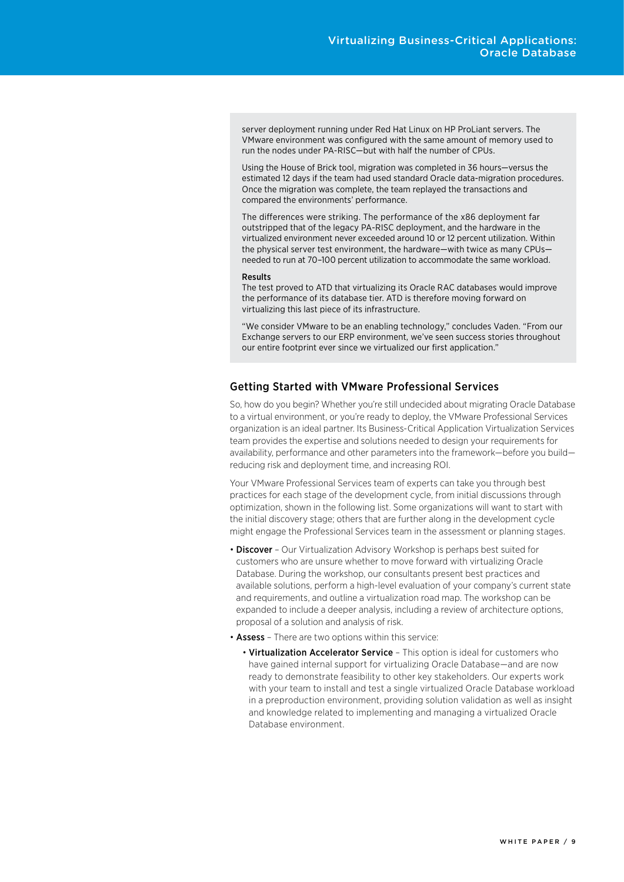server deployment running under Red Hat Linux on HP ProLiant servers. The VMware environment was configured with the same amount of memory used to run the nodes under PA-RISC—but with half the number of CPUs.

Using the House of Brick tool, migration was completed in 36 hours—versus the estimated 12 days if the team had used standard Oracle data-migration procedures. Once the migration was complete, the team replayed the transactions and compared the environments' performance.

The differences were striking. The performance of the x86 deployment far outstripped that of the legacy PA-RISC deployment, and the hardware in the virtualized environment never exceeded around 10 or 12 percent utilization. Within the physical server test environment, the hardware—with twice as many CPUs—needed to run at 70–100 percent utilization to accommodate the same workload.

**Results**

The test proved to ATD that virtualizing its Oracle RAC databases would improve the performance of its database tier. ATD is therefore moving forward on virtualizing this last piece of its infrastructure.

"We consider VMware to be an enabling technology," concludes Vaden. "From our Exchange servers to our ERP environment, we've seen success stories throughout our entire footprint ever since we virtualized our first application."

## Getting Started with VMware Professional Services

So, how do you begin? Whether you're still undecided about migrating Oracle Database to a virtual environment, or you're ready to deploy, the VMware Professional Services organization is an ideal partner. Its Business-Critical Application Virtualization Services team provides the expertise and solutions needed to design your requirements for availability, performance and other parameters into the framework—before you build—reducing risk and deployment time, and increasing ROI.

Your VMware Professional Services team of experts can take you through best practices for each stage of the development cycle, from initial discussions through optimization, shown in the following list. Some organizations will want to start with the initial discovery stage; others that are further along in the development cycle might engage the Professional Services team in the assessment or planning stages.

- **Discover** – Our Virtualization Advisory Workshop is perhaps best suited for customers who are unsure whether to move forward with virtualizing Oracle Database. During the workshop, our consultants present best practices and available solutions, perform a high-level evaluation of your company's current state and requirements, and outline a virtualization road map. The workshop can be expanded to include a deeper analysis, including a review of architecture options, proposal of a solution and analysis of risk.
- **Assess** – There are two options within this service:
  - **Virtualization Accelerator Service** – This option is ideal for customers who have gained internal support for virtualizing Oracle Database—and are now ready to demonstrate feasibility to other key stakeholders. Our experts work with your team to install and test a single virtualized Oracle Database workload in a preproduction environment, providing solution validation as well as insight and knowledge related to implementing and managing a virtualized Oracle Database environment.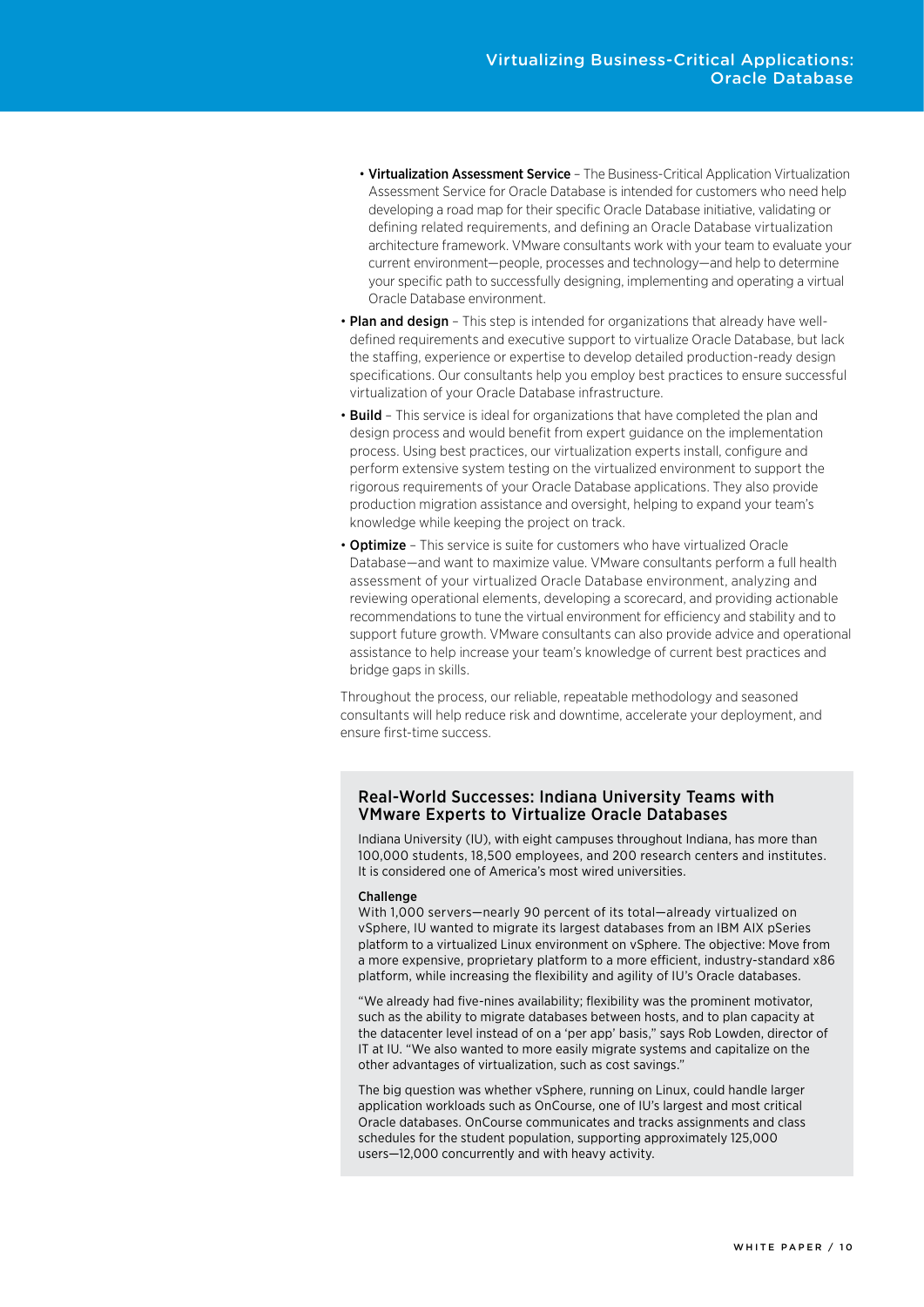- **Virtualization Assessment Service** – The Business-Critical Application Virtualization Assessment Service for Oracle Database is intended for customers who need help developing a road map for their specific Oracle Database initiative, validating or defining related requirements, and defining an Oracle Database virtualization architecture framework. VMware consultants work with your team to evaluate your current environment—people, processes and technology—and help to determine your specific path to successfully designing, implementing and operating a virtual Oracle Database environment.

- **Plan and design** – This step is intended for organizations that already have well-defined requirements and executive support to virtualize Oracle Database, but lack the staffing, experience or expertise to develop detailed production-ready design specifications. Our consultants help you employ best practices to ensure successful virtualization of your Oracle Database infrastructure.
- **Build** – This service is ideal for organizations that have completed the plan and design process and would benefit from expert guidance on the implementation process. Using best practices, our virtualization experts install, configure and perform extensive system testing on the virtualized environment to support the rigorous requirements of your Oracle Database applications. They also provide production migration assistance and oversight, helping to expand your team's knowledge while keeping the project on track.
- **Optimize** – This service is suite for customers who have virtualized Oracle Database—and want to maximize value. VMware consultants perform a full health assessment of your virtualized Oracle Database environment, analyzing and reviewing operational elements, developing a scorecard, and providing actionable recommendations to tune the virtual environment for efficiency and stability and to support future growth. VMware consultants can also provide advice and operational assistance to help increase your team's knowledge of current best practices and bridge gaps in skills.

Throughout the process, our reliable, repeatable methodology and seasoned consultants will help reduce risk and downtime, accelerate your deployment, and ensure first-time success.

## Real-World Successes: Indiana University Teams with VMware Experts to Virtualize Oracle Databases

Indiana University (IU), with eight campuses throughout Indiana, has more than 100,000 students, 18,500 employees, and 200 research centers and institutes. It is considered one of America's most wired universities.

**Challenge**

With 1,000 servers—nearly 90 percent of its total—already virtualized on vSphere, IU wanted to migrate its largest databases from an IBM AIX pSeries platform to a virtualized Linux environment on vSphere. The objective: Move from a more expensive, proprietary platform to a more efficient, industry-standard x86 platform, while increasing the flexibility and agility of IU's Oracle databases.

"We already had five-nines availability; flexibility was the prominent motivator, such as the ability to migrate databases between hosts, and to plan capacity at the datacenter level instead of on a 'per app' basis," says Rob Lowden, director of IT at IU. "We also wanted to more easily migrate systems and capitalize on the other advantages of virtualization, such as cost savings."

The big question was whether vSphere, running on Linux, could handle larger application workloads such as OnCourse, one of IU's largest and most critical Oracle databases. OnCourse communicates and tracks assignments and class schedules for the student population, supporting approximately 125,000 users—12,000 concurrently and with heavy activity.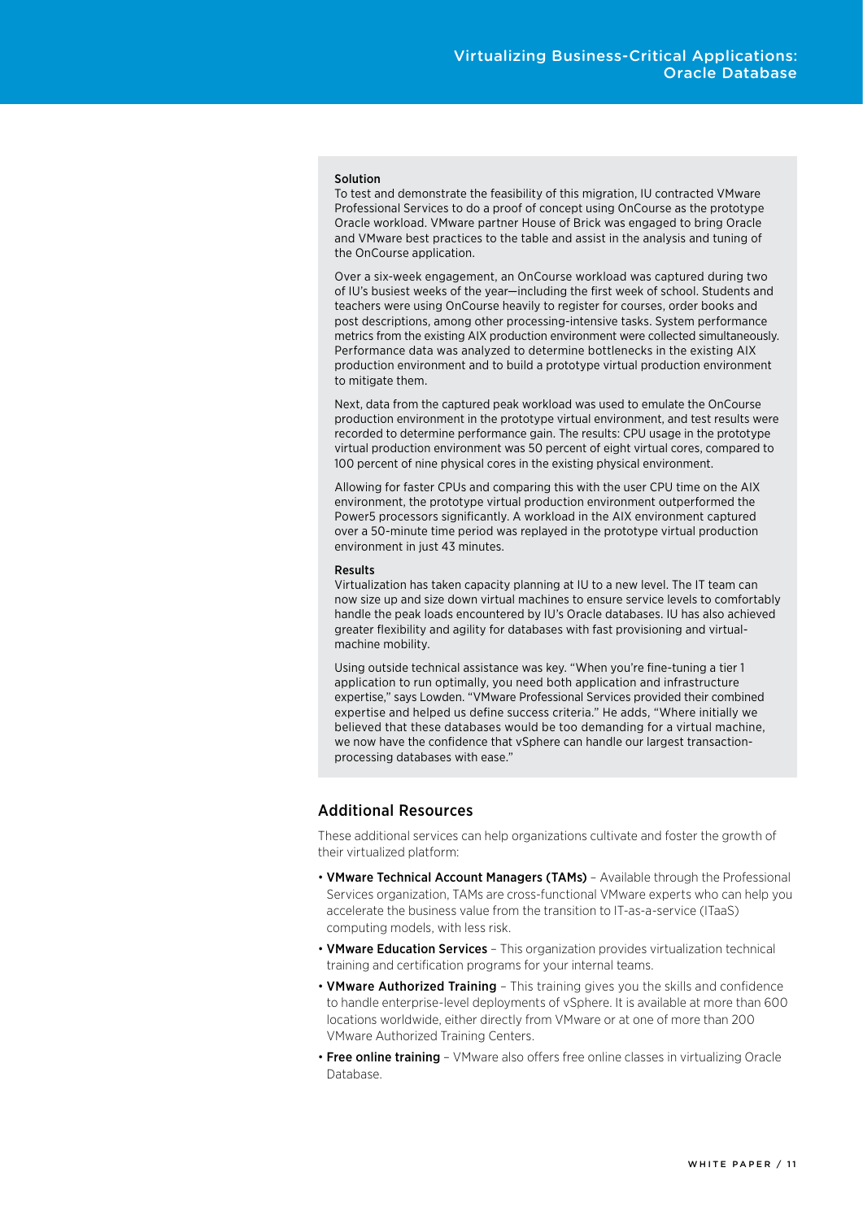#### Solution

To test and demonstrate the feasibility of this migration, IU contracted VMware Professional Services to do a proof of concept using OnCourse as the prototype Oracle workload. VMware partner House of Brick was engaged to bring Oracle and VMware best practices to the table and assist in the analysis and tuning of the OnCourse application.

Over a six-week engagement, an OnCourse workload was captured during two of IU's busiest weeks of the year—including the first week of school. Students and teachers were using OnCourse heavily to register for courses, order books and post descriptions, among other processing-intensive tasks. System performance metrics from the existing AIX production environment were collected simultaneously. Performance data was analyzed to determine bottlenecks in the existing AIX production environment and to build a prototype virtual production environment to mitigate them.

Next, data from the captured peak workload was used to emulate the OnCourse production environment in the prototype virtual environment, and test results were recorded to determine performance gain. The results: CPU usage in the prototype virtual production environment was 50 percent of eight virtual cores, compared to 100 percent of nine physical cores in the existing physical environment.

Allowing for faster CPUs and comparing this with the user CPU time on the AIX environment, the prototype virtual production environment outperformed the Power5 processors significantly. A workload in the AIX environment captured over a 50-minute time period was replayed in the prototype virtual production environment in just 43 minutes.

#### Results

Virtualization has taken capacity planning at IU to a new level. The IT team can now size up and size down virtual machines to ensure service levels to comfortably handle the peak loads encountered by IU's Oracle databases. IU has also achieved greater flexibility and agility for databases with fast provisioning and virtual-machine mobility.

Using outside technical assistance was key. "When you're fine-tuning a tier 1 application to run optimally, you need both application and infrastructure expertise," says Lowden. "VMware Professional Services provided their combined expertise and helped us define success criteria." He adds, "Where initially we believed that these databases would be too demanding for a virtual machine, we now have the confidence that vSphere can handle our largest transaction-processing databases with ease."

## Additional Resources

These additional services can help organizations cultivate and foster the growth of their virtualized platform:

- **VMware Technical Account Managers (TAMs)** – Available through the Professional Services organization, TAMs are cross-functional VMware experts who can help you accelerate the business value from the transition to IT-as-a-service (ITaaS) computing models, with less risk.
- **VMware Education Services** – This organization provides virtualization technical training and certification programs for your internal teams.
- **VMware Authorized Training** – This training gives you the skills and confidence to handle enterprise-level deployments of vSphere. It is available at more than 600 locations worldwide, either directly from VMware or at one of more than 200 VMware Authorized Training Centers.
- **Free online training** – VMware also offers free online classes in virtualizing Oracle Database.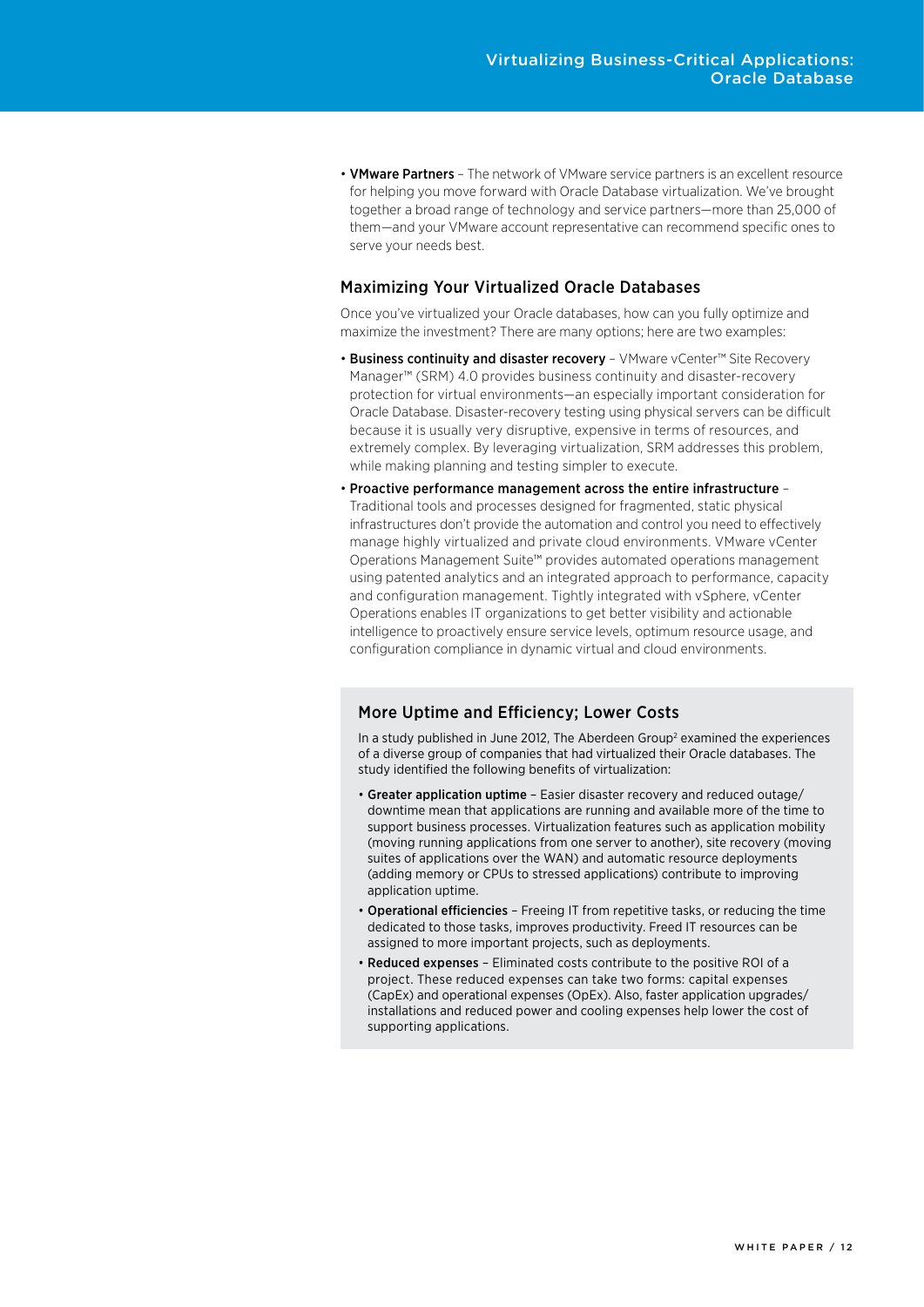- **VMware Partners** – The network of VMware service partners is an excellent resource for helping you move forward with Oracle Database virtualization. We've brought together a broad range of technology and service partners—more than 25,000 of them—and your VMware account representative can recommend specific ones to serve your needs best.

## Maximizing Your Virtualized Oracle Databases

Once you've virtualized your Oracle databases, how can you fully optimize and maximize the investment? There are many options; here are two examples:

- **Business continuity and disaster recovery** – VMware vCenter™ Site Recovery Manager™ (SRM) 4.0 provides business continuity and disaster-recovery protection for virtual environments—an especially important consideration for Oracle Database. Disaster-recovery testing using physical servers can be difficult because it is usually very disruptive, expensive in terms of resources, and extremely complex. By leveraging virtualization, SRM addresses this problem, while making planning and testing simpler to execute.
- **Proactive performance management across the entire infrastructure** – Traditional tools and processes designed for fragmented, static physical infrastructures don't provide the automation and control you need to effectively manage highly virtualized and private cloud environments. VMware vCenter Operations Management Suite™ provides automated operations management using patented analytics and an integrated approach to performance, capacity and configuration management. Tightly integrated with vSphere, vCenter Operations enables IT organizations to get better visibility and actionable intelligence to proactively ensure service levels, optimum resource usage, and configuration compliance in dynamic virtual and cloud environments.

### More Uptime and Efficiency; Lower Costs

In a study published in June 2012, The Aberdeen Group[2] examined the experiences of a diverse group of companies that had virtualized their Oracle databases. The study identified the following benefits of virtualization:

- **Greater application uptime** – Easier disaster recovery and reduced outage/downtime mean that applications are running and available more of the time to support business processes. Virtualization features such as application mobility (moving running applications from one server to another), site recovery (moving suites of applications over the WAN) and automatic resource deployments (adding memory or CPUs to stressed applications) contribute to improving application uptime.
- **Operational efficiencies** – Freeing IT from repetitive tasks, or reducing the time dedicated to those tasks, improves productivity. Freed IT resources can be assigned to more important projects, such as deployments.
- **Reduced expenses** – Eliminated costs contribute to the positive ROI of a project. These reduced expenses can take two forms: capital expenses (CapEx) and operational expenses (OpEx). Also, faster application upgrades/installations and reduced power and cooling expenses help lower the cost of supporting applications.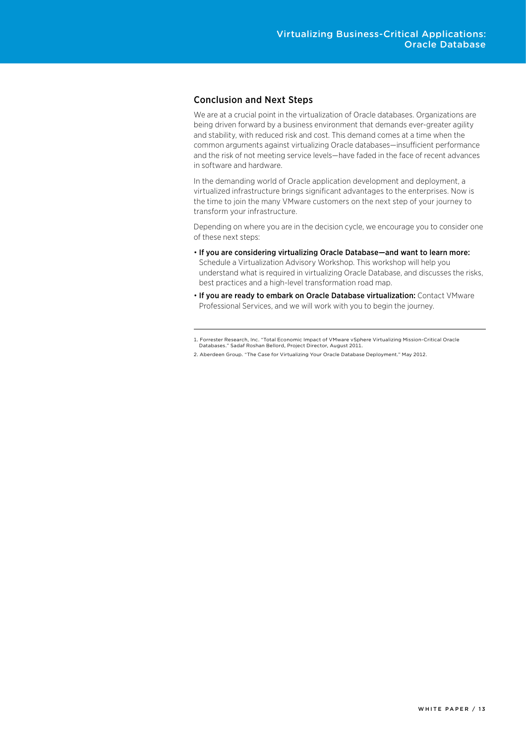## Conclusion and Next Steps

We are at a crucial point in the virtualization of Oracle databases. Organizations are being driven forward by a business environment that demands ever-greater agility and stability, with reduced risk and cost. This demand comes at a time when the common arguments against virtualizing Oracle databases—insufficient performance and the risk of not meeting service levels—have faded in the face of recent advances in software and hardware.

In the demanding world of Oracle application development and deployment, a virtualized infrastructure brings significant advantages to the enterprises. Now is the time to join the many VMware customers on the next step of your journey to transform your infrastructure.

Depending on where you are in the decision cycle, we encourage you to consider one of these next steps:

- **If you are considering virtualizing Oracle Database—and want to learn more:** Schedule a Virtualization Advisory Workshop. This workshop will help you understand what is required in virtualizing Oracle Database, and discusses the risks, best practices and a high-level transformation road map.
- **If you are ready to embark on Oracle Database virtualization:** Contact VMware Professional Services, and we will work with you to begin the journey.

---

1. Forrester Research, Inc. "Total Economic Impact of VMware vSphere Virtualizing Mission-Critical Oracle Databases." Sadaf Roshan Bellord, Project Director, August 2011.
2. Aberdeen Group. "The Case for Virtualizing Your Oracle Database Deployment." May 2012.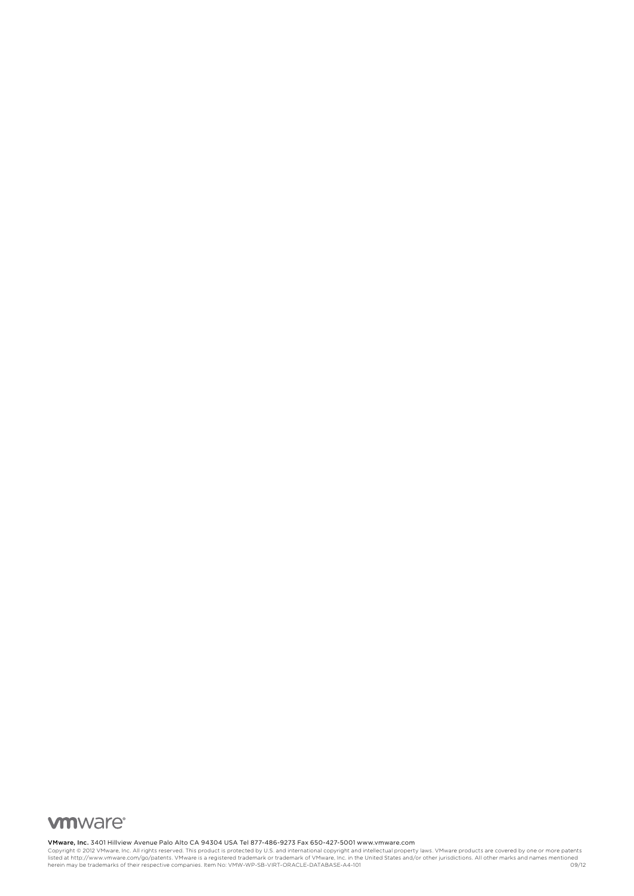**VMware, Inc.** 3401 Hillview Avenue Palo Alto CA 94304 USA Tel 877-486-9273 Fax 650-427-5001 www.vmware.com

Copyright © 2012 VMware, Inc. All rights reserved. This product is protected by U.S. and international copyright and intellectual property laws. VMware products are covered by one or more patents listed at http://www.vmware.com/go/patents. VMware is a registered trademark or trademark of VMware, Inc. in the United States and/or other jurisdictions. All other marks and names mentioned herein may be trademarks of their respective companies. Item No: VMW-WP-SB-VIRT-ORACLE-DATABASE-A4-101 09/12